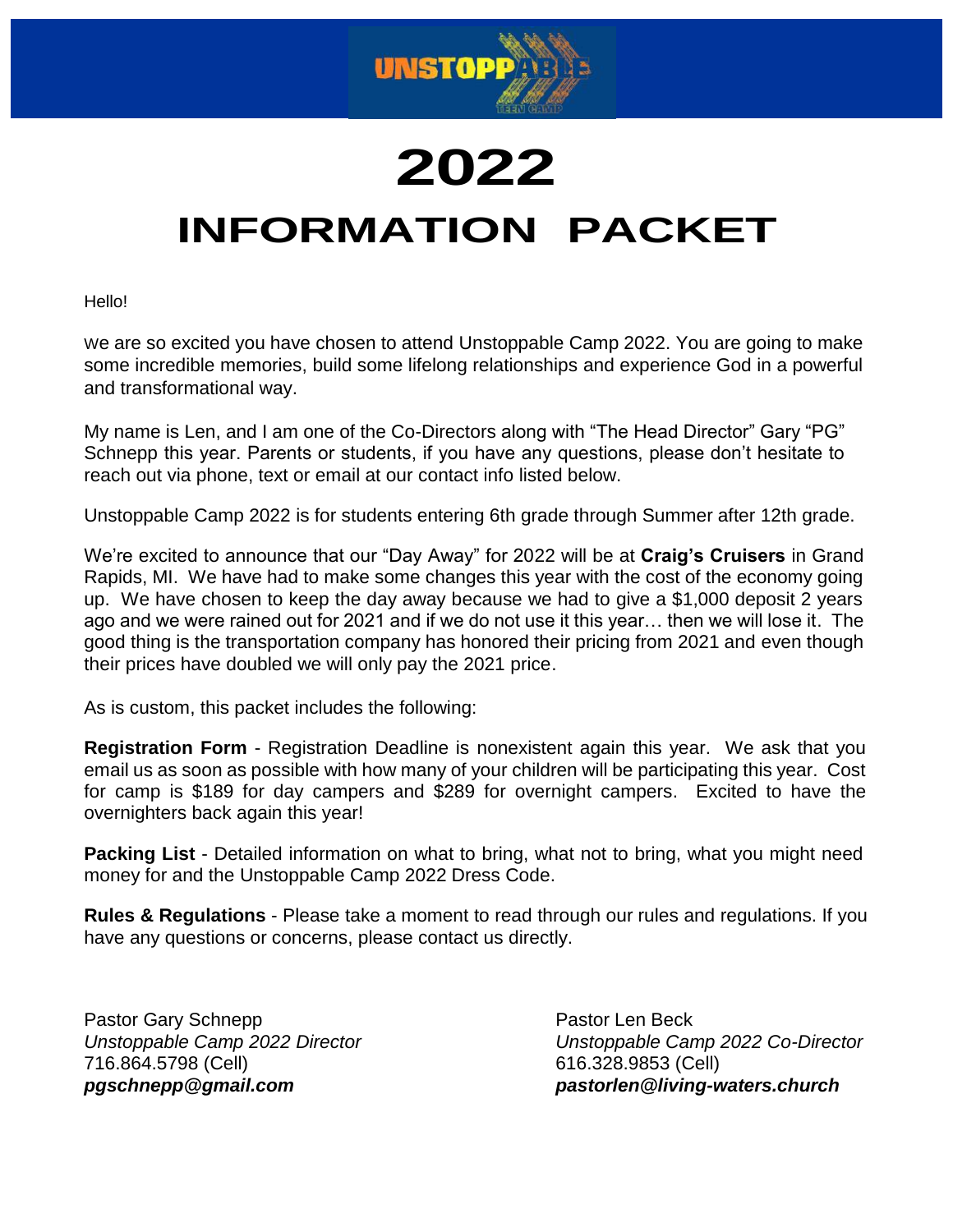# 2022

# INFORMATION PACKET

Hello!

we are so excited you have chosen to attend Unstoppable Camp 2022. You are going to make some incredible memories, build some lifelong relationships and experience God in a powerful and transformational way.

My name is Len, and I am one of the Co-Directors along with "The Head Director" Gary "PG" Schnepp this year. Parents or students, if you have any questions, please don't hesitate to reach out via phone, text or email at our contact info listed below.

Unstoppable Camp 2022 is for students entering 6th grade through Summer after 12th grade.

We're excited to announce that our "Day Away" for 2022 will be at **Craig's Cruisers** in Grand Rapids, MI. We have had to make some changes this year with the cost of the economy going up. We have chosen to keep the day away because we had to give a $1,000 deposit 2 years ago and we were rained out for 2021 and if we do not use it this year… then we will lose it. The good thing is the transportation company has honored their pricing from 2021 and even though their prices have doubled we will only pay the 2021 price.

As is custom, this packet includes the following:

**Registration Form** - Registration Deadline is nonexistent again this year. We ask that you email us as soon as possible with how many of your children will be participating this year. Cost for camp is $189 for day campers and $289 for overnight campers. Excited to have the overnighters back again this year!

**Packing List** - Detailed information on what to bring, what not to bring, what you might need money for and the Unstoppable Camp 2022 Dress Code.

**Rules & Regulations** - Please take a moment to read through our rules and regulations. If you have any questions or concerns, please contact us directly.

Pastor Gary Schnepp
*Unstoppable Camp 2022 Director*
716.864.5798 (Cell)
***pgschnepp@gmail.com***

Pastor Len Beck
*Unstoppable Camp 2022 Co-Director*
616.328.9853 (Cell)
***pastorlen@living-waters.church***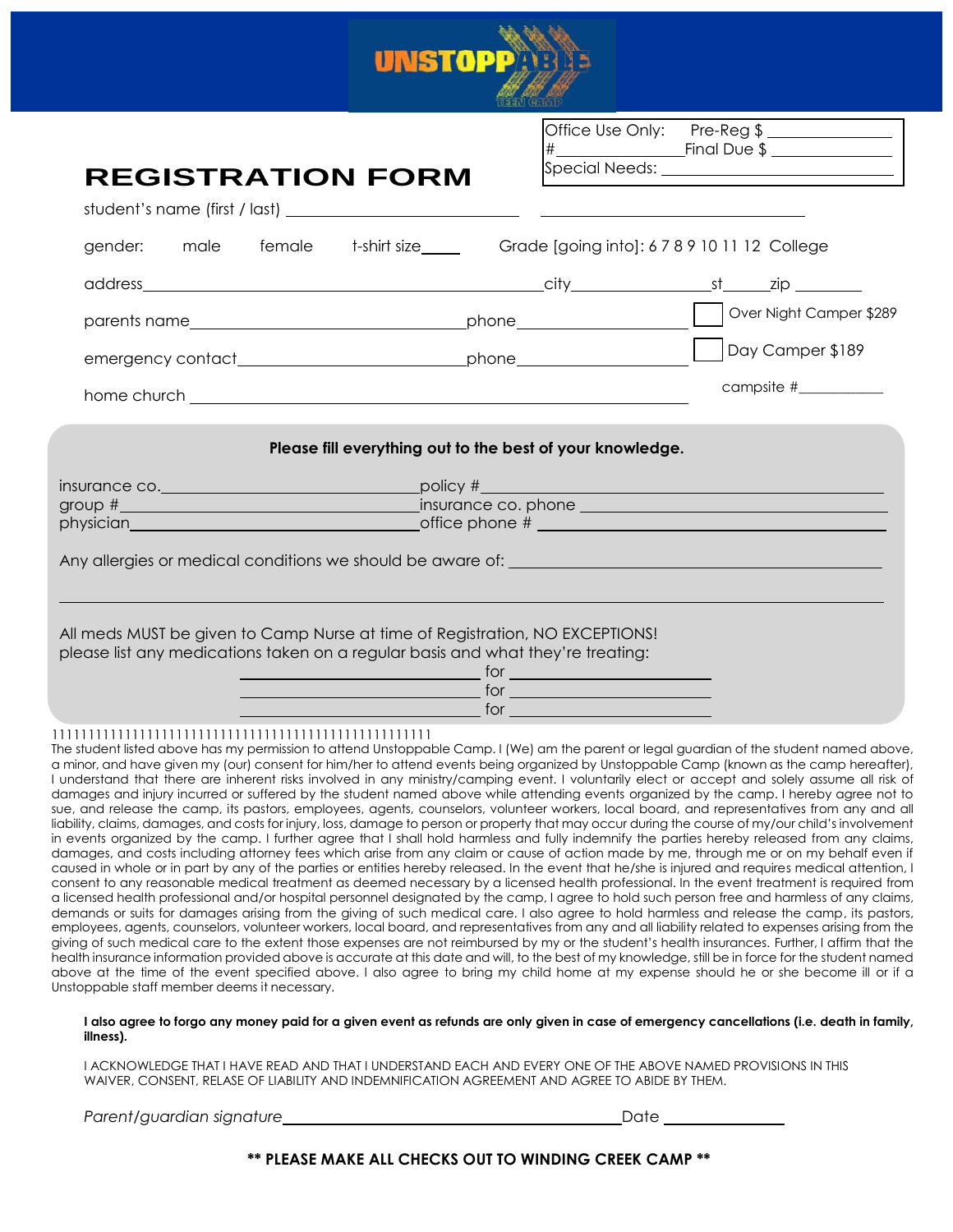UNSTOPPABLE TEEN CAMP

# REGISTRATION FORM

Office Use Only: Pre-Reg $ ______________
\# ______________ Final Due $ ______________
Special Needs: ______________

student's name (first / last) ______________________ ______________________

gender: male female t-shirt size____ Grade [going into]: 6 7 8 9 10 11 12 College

address ______________________ city ____________ st _____ zip ________

parents name ______________________ phone ______________ ☐ Over Night Camper $289

emergency contact ______________________ phone ______________ ☐ Day Camper $189

home church ______________________ campsite # __________

**Please fill everything out to the best of your knowledge.**

insurance co. ______________________ policy # ______________________
group # ______________________ insurance co. phone ______________________
physician ______________________ office phone # ______________________

Any allergies or medical conditions we should be aware of: ______________________

______________________________________________

All meds MUST be given to Camp Nurse at time of Registration, NO EXCEPTIONS!
please list any medications taken on a regular basis and what they're treating:

______________ for ______________
______________ for ______________
______________ for ______________

1111111111111111111111111111111111111111111111111111

The student listed above has my permission to attend Unstoppable Camp. I (We) am the parent or legal guardian of the student named above, a minor, and have given my (our) consent for him/her to attend events being organized by Unstoppable Camp (known as the camp hereafter), I understand that there are inherent risks involved in any ministry/camping event. I voluntarily elect or accept and solely assume all risk of damages and injury incurred or suffered by the student named above while attending events organized by the camp. I hereby agree not to sue, and release the camp, its pastors, employees, agents, counselors, volunteer workers, local board, and representatives from any and all liability, claims, damages, and costs for injury, loss, damage to person or property that may occur during the course of my/our child's involvement in events organized by the camp. I further agree that I shall hold harmless and fully indemnify the parties hereby released from any claims, damages, and costs including attorney fees which arise from any claim or cause of action made by me, through me or on my behalf even if caused in whole or in part by any of the parties or entities hereby released. In the event that he/she is injured and requires medical attention, I consent to any reasonable medical treatment as deemed necessary by a licensed health professional. In the event treatment is required from a licensed health professional and/or hospital personnel designated by the camp, I agree to hold such person free and harmless of any claims, demands or suits for damages arising from the giving of such medical care. I also agree to hold harmless and release the camp, its pastors, employees, agents, counselors, volunteer workers, local board, and representatives from any and all liability related to expenses arising from the giving of such medical care to the extent those expenses are not reimbursed by my or the student's health insurances. Further, I affirm that the health insurance information provided above is accurate at this date and will, to the best of my knowledge, still be in force for the student named above at the time of the event specified above. I also agree to bring my child home at my expense should he or she become ill or if a Unstoppable staff member deems it necessary.

**I also agree to forgo any money paid for a given event as refunds are only given in case of emergency cancellations (i.e. death in family, illness).**

I ACKNOWLEDGE THAT I HAVE READ AND THAT I UNDERSTAND EACH AND EVERY ONE OF THE ABOVE NAMED PROVISIONS IN THIS WAIVER, CONSENT, RELASE OF LIABILITY AND INDEMNIFICATION AGREEMENT AND AGREE TO ABIDE BY THEM.

*Parent/guardian signature* ______________________ Date ____________

**\*\* PLEASE MAKE ALL CHECKS OUT TO WINDING CREEK CAMP \*\***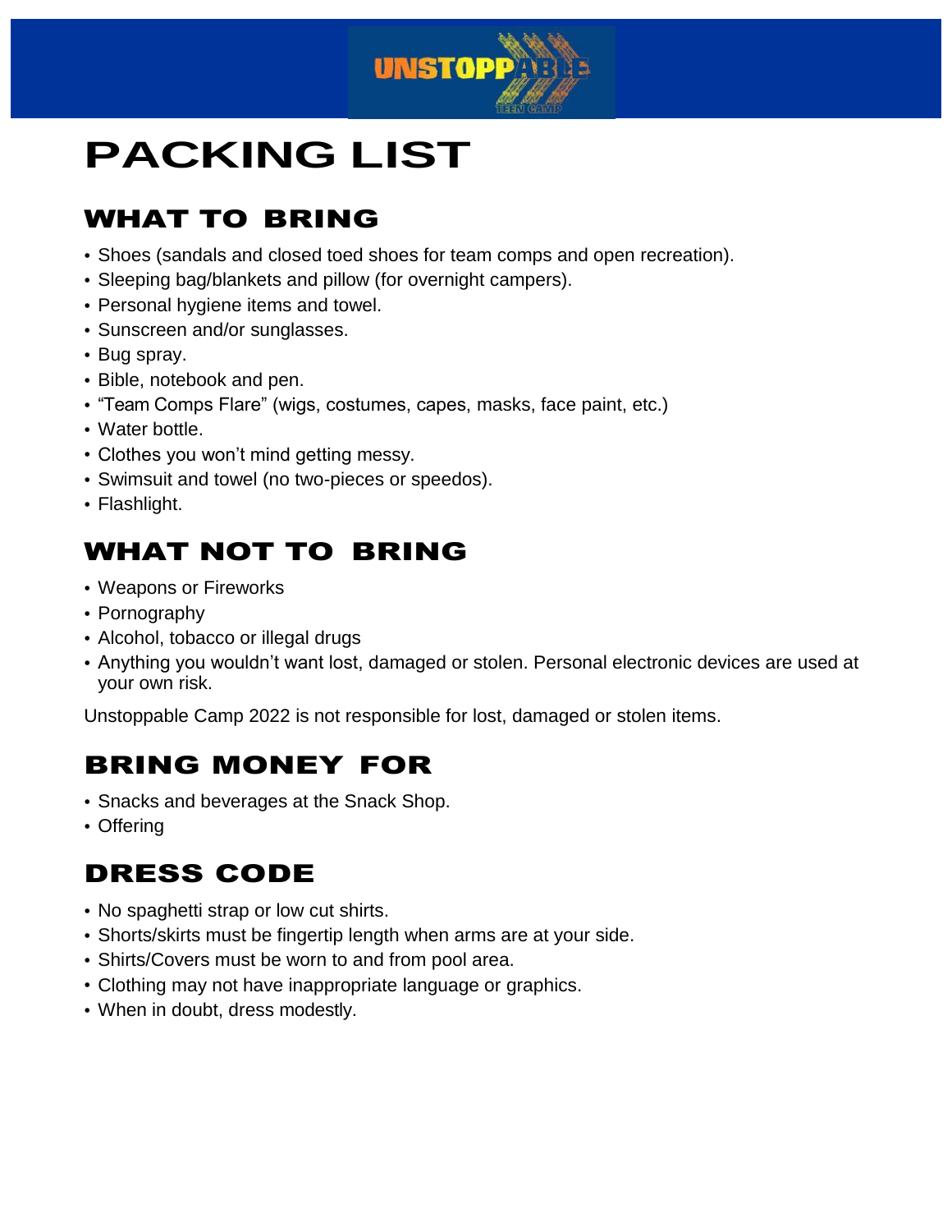# PACKING LIST

## WHAT TO BRING

- Shoes (sandals and closed toed shoes for team comps and open recreation).
- Sleeping bag/blankets and pillow (for overnight campers).
- Personal hygiene items and towel.
- Sunscreen and/or sunglasses.
- Bug spray.
- Bible, notebook and pen.
- "Team Comps Flare" (wigs, costumes, capes, masks, face paint, etc.)
- Water bottle.
- Clothes you won't mind getting messy.
- Swimsuit and towel (no two-pieces or speedos).
- Flashlight.

## WHAT NOT TO BRING

- Weapons or Fireworks
- Pornography
- Alcohol, tobacco or illegal drugs
- Anything you wouldn't want lost, damaged or stolen. Personal electronic devices are used at your own risk.

Unstoppable Camp 2022 is not responsible for lost, damaged or stolen items.

## BRING MONEY FOR

- Snacks and beverages at the Snack Shop.
- Offering

## DRESS CODE

- No spaghetti strap or low cut shirts.
- Shorts/skirts must be fingertip length when arms are at your side.
- Shirts/Covers must be worn to and from pool area.
- Clothing may not have inappropriate language or graphics.
- When in doubt, dress modestly.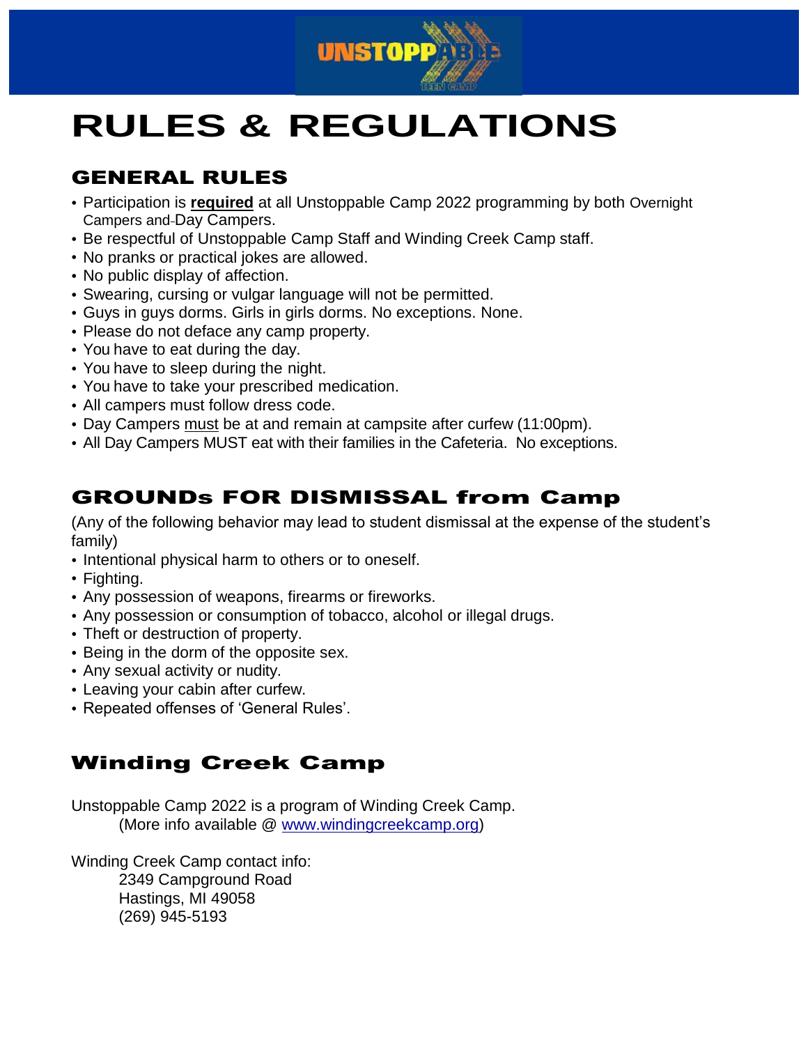# RULES & REGULATIONS

## GENERAL RULES

- Participation is **required** at all Unstoppable Camp 2022 programming by both Overnight Campers and Day Campers.
- Be respectful of Unstoppable Camp Staff and Winding Creek Camp staff.
- No pranks or practical jokes are allowed.
- No public display of affection.
- Swearing, cursing or vulgar language will not be permitted.
- Guys in guys dorms. Girls in girls dorms. No exceptions. None.
- Please do not deface any camp property.
- You have to eat during the day.
- You have to sleep during the night.
- You have to take your prescribed medication.
- All campers must follow dress code.
- Day Campers must be at and remain at campsite after curfew (11:00pm).
- All Day Campers MUST eat with their families in the Cafeteria. No exceptions.

## GROUNDs FOR DISMISSAL from Camp

(Any of the following behavior may lead to student dismissal at the expense of the student's family)

- Intentional physical harm to others or to oneself.
- Fighting.
- Any possession of weapons, firearms or fireworks.
- Any possession or consumption of tobacco, alcohol or illegal drugs.
- Theft or destruction of property.
- Being in the dorm of the opposite sex.
- Any sexual activity or nudity.
- Leaving your cabin after curfew.
- Repeated offenses of 'General Rules'.

## Winding Creek Camp

Unstoppable Camp 2022 is a program of Winding Creek Camp.
(More info available @ www.windingcreekcamp.org)

Winding Creek Camp contact info:
2349 Campground Road
Hastings, MI 49058
(269) 945-5193